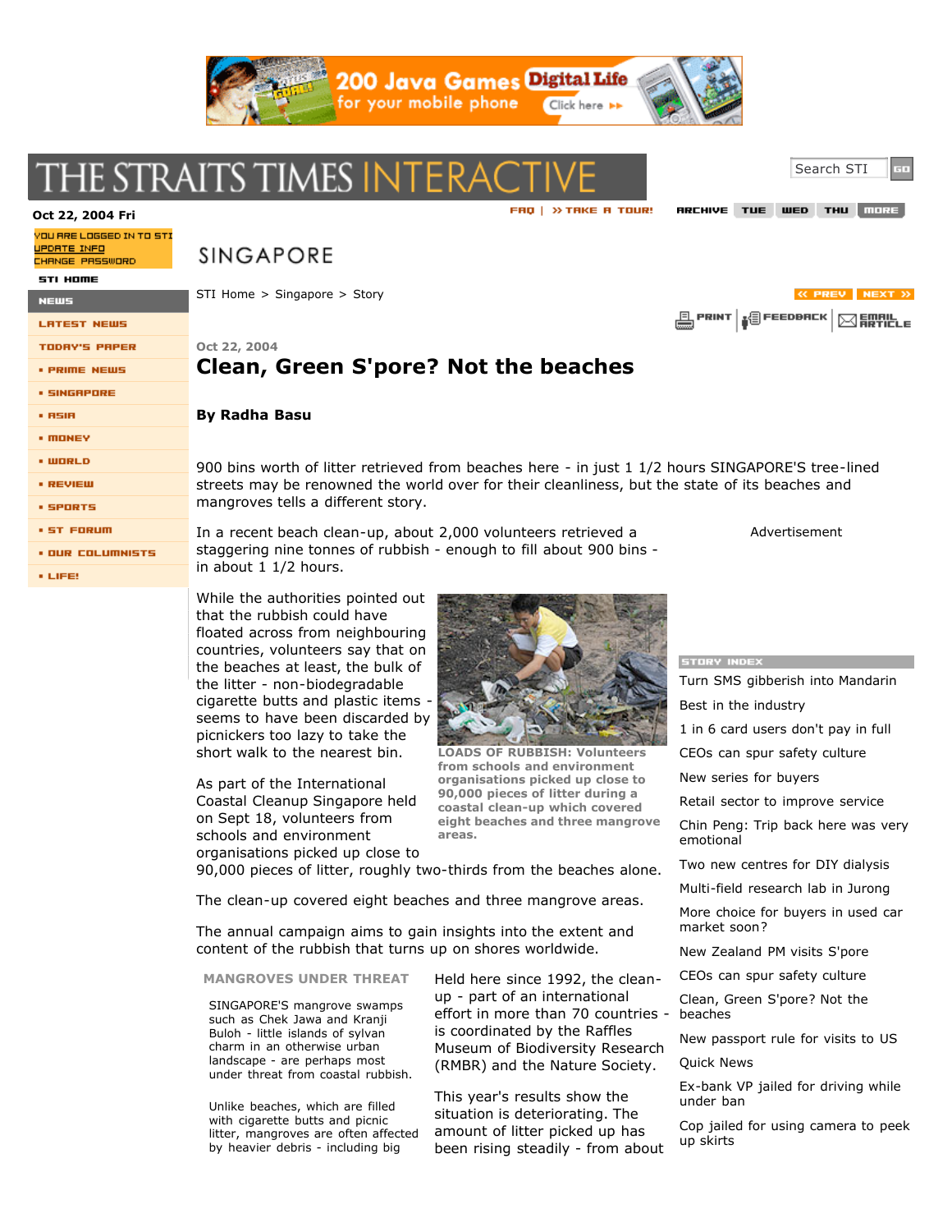# Clean, Green S'pore? Not the beaches

Oct 22, 2004

**By Radha Basu**

900 bins worth of litter retrieved from beaches here - in just 1 1/2 hours SINGAPORE'S tree-lined streets may be renowned the world over for their cleanliness, but the state of its beaches and mangroves tells a different story.

In a recent beach clean-up, about 2,000 volunteers retrieved a staggering nine tonnes of rubbish - enough to fill about 900 bins - in about 1 1/2 hours.

While the authorities pointed out that the rubbish could have floated across from neighbouring countries, volunteers say that on the beaches at least, the bulk of the litter - non-biodegradable cigarette butts and plastic items - seems to have been discarded by picnickers too lazy to take the short walk to the nearest bin.

LOADS OF RUBBISH: Volunteers from schools and environment organisations picked up close to 90,000 pieces of litter during a coastal clean-up which covered eight beaches and three mangrove areas.

As part of the International Coastal Cleanup Singapore held on Sept 18, volunteers from schools and environment organisations picked up close to 90,000 pieces of litter, roughly two-thirds from the beaches alone.

The clean-up covered eight beaches and three mangrove areas.

The annual campaign aims to gain insights into the extent and content of the rubbish that turns up on shores worldwide.

Held here since 1992, the clean-up - part of an international effort in more than 70 countries - is coordinated by the Raffles Museum of Biodiversity Research (RMBR) and the Nature Society.

This year's results show the situation is deteriorating. The amount of litter picked up has been rising steadily - from about

## MANGROVES UNDER THREAT

SINGAPORE'S mangrove swamps such as Chek Jawa and Kranji Buloh - little islands of sylvan charm in an otherwise urban landscape - are perhaps most under threat from coastal rubbish.

Unlike beaches, which are filled with cigarette butts and picnic litter, mangroves are often affected by heavier debris - including big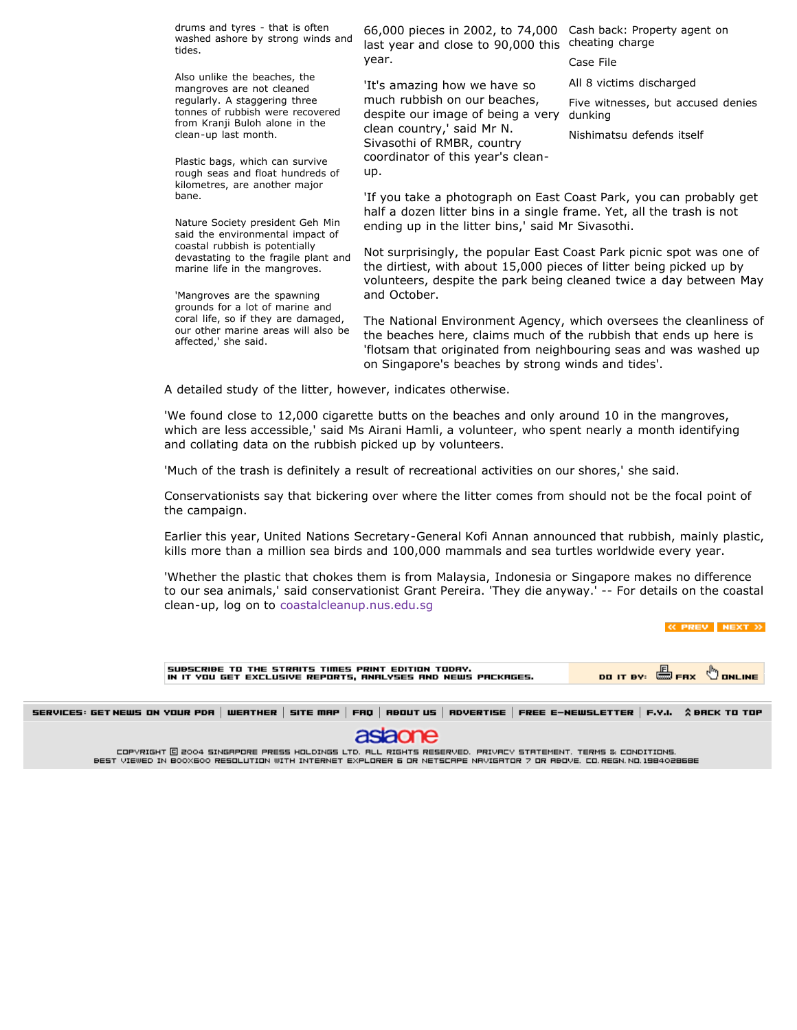drums and tyres - that is often washed ashore by strong winds and tides.

Also unlike the beaches, the mangroves are not cleaned regularly. A staggering three tonnes of rubbish were recovered from Kranji Buloh alone in the clean-up last month.

Plastic bags, which can survive rough seas and float hundreds of kilometres, are another major bane.

Nature Society president Geh Min said the environmental impact of coastal rubbish is potentially devastating to the fragile plant and marine life in the mangroves.

'Mangroves are the spawning grounds for a lot of marine and coral life, so if they are damaged, our other marine areas will also be affected,' she said.

66,000 pieces in 2002, to 74,000 last year and close to 90,000 this year.

'It's amazing how we have so much rubbish on our beaches, despite our image of being a very clean country,' said Mr N. Sivasothi of RMBR, country coordinator of this year's clean-up.

'If you take a photograph on East Coast Park, you can probably get half a dozen litter bins in a single frame. Yet, all the trash is not ending up in the litter bins,' said Mr Sivasothi.

Not surprisingly, the popular East Coast Park picnic spot was one of the dirtiest, with about 15,000 pieces of litter being picked up by volunteers, despite the park being cleaned twice a day between May and October.

The National Environment Agency, which oversees the cleanliness of the beaches here, claims much of the rubbish that ends up here is 'flotsam that originated from neighbouring seas and was washed up on Singapore's beaches by strong winds and tides'.

A detailed study of the litter, however, indicates otherwise.

'We found close to 12,000 cigarette butts on the beaches and only around 10 in the mangroves, which are less accessible,' said Ms Airani Hamli, a volunteer, who spent nearly a month identifying and collating data on the rubbish picked up by volunteers.

'Much of the trash is definitely a result of recreational activities on our shores,' she said.

Conservationists say that bickering over where the litter comes from should not be the focal point of the campaign.

Earlier this year, United Nations Secretary-General Kofi Annan announced that rubbish, mainly plastic, kills more than a million sea birds and 100,000 mammals and sea turtles worldwide every year.

'Whether the plastic that chokes them is from Malaysia, Indonesia or Singapore makes no difference to our sea animals,' said conservationist Grant Pereira. 'They die anyway.' -- For details on the coastal clean-up, log on to coastalcleanup.nus.edu.sg

Cash back: Property agent on cheating charge

Case File

All 8 victims discharged

Five witnesses, but accused denies dunking

Nishimatsu defends itself

« PREV NEXT »

SUBSCRIBE TO THE STRAITS TIMES PRINT EDITION TODAY. IN IT YOU GET EXCLUSIVE REPORTS, ANALYSES AND NEWS PACKAGES. DO IT BY: FAX ONLINE

SERVICES: GET NEWS ON YOUR PDA | WEATHER | SITE MAP | FAQ | ABOUT US | ADVERTISE | FREE E-NEWSLETTER | F.Y.I. | BACK TO TOP

asiaone

COPYRIGHT © 2004 SINGAPORE PRESS HOLDINGS LTD. ALL RIGHTS RESERVED. PRIVACY STATEMENT. TERMS & CONDITIONS.
BEST VIEWED IN 800X600 RESOLUTION WITH INTERNET EXPLORER 6 OR NETSCAPE NAVIGATOR 7 OR ABOVE. CO. REGN. NO. 198402868E